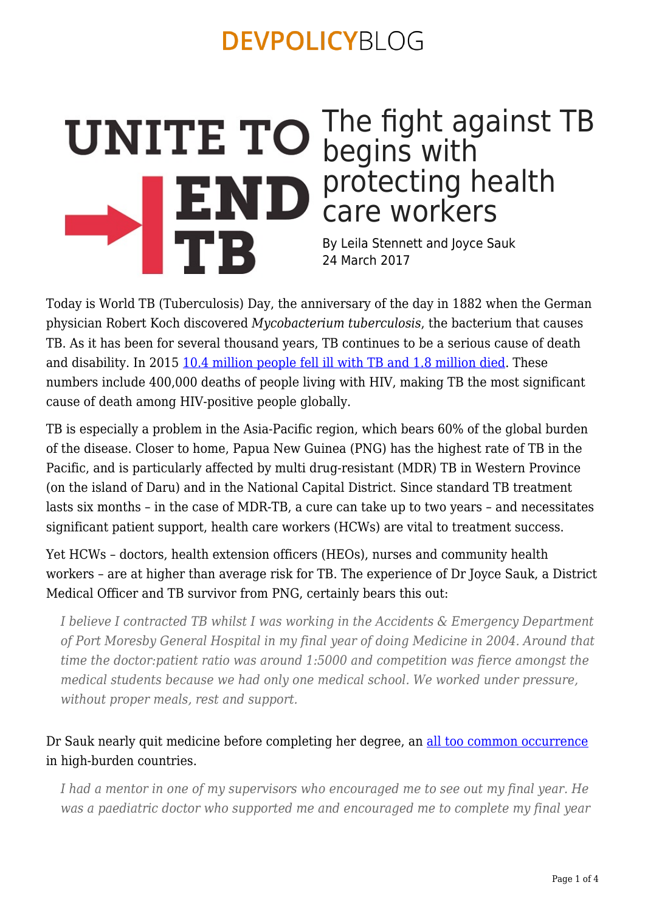# The fight against TB begins with protecting health care workers

By Leila Stennett and Joyce Sauk
24 March 2017

Today is World TB (Tuberculosis) Day, the anniversary of the day in 1882 when the German physician Robert Koch discovered *Mycobacterium tuberculosis*, the bacterium that causes TB. As it has been for several thousand years, TB continues to be a serious cause of death and disability. In 2015 10.4 million people fell ill with TB and 1.8 million died. These numbers include 400,000 deaths of people living with HIV, making TB the most significant cause of death among HIV-positive people globally.

TB is especially a problem in the Asia-Pacific region, which bears 60% of the global burden of the disease. Closer to home, Papua New Guinea (PNG) has the highest rate of TB in the Pacific, and is particularly affected by multi drug-resistant (MDR) TB in Western Province (on the island of Daru) and in the National Capital District. Since standard TB treatment lasts six months – in the case of MDR-TB, a cure can take up to two years – and necessitates significant patient support, health care workers (HCWs) are vital to treatment success.

Yet HCWs – doctors, health extension officers (HEOs), nurses and community health workers – are at higher than average risk for TB. The experience of Dr Joyce Sauk, a District Medical Officer and TB survivor from PNG, certainly bears this out:

> *I believe I contracted TB whilst I was working in the Accidents & Emergency Department of Port Moresby General Hospital in my final year of doing Medicine in 2004. Around that time the doctor:patient ratio was around 1:5000 and competition was fierce amongst the medical students because we had only one medical school. We worked under pressure, without proper meals, rest and support.*

Dr Sauk nearly quit medicine before completing her degree, an all too common occurrence in high-burden countries.

> *I had a mentor in one of my supervisors who encouraged me to see out my final year. He was a paediatric doctor who supported me and encouraged me to complete my final year*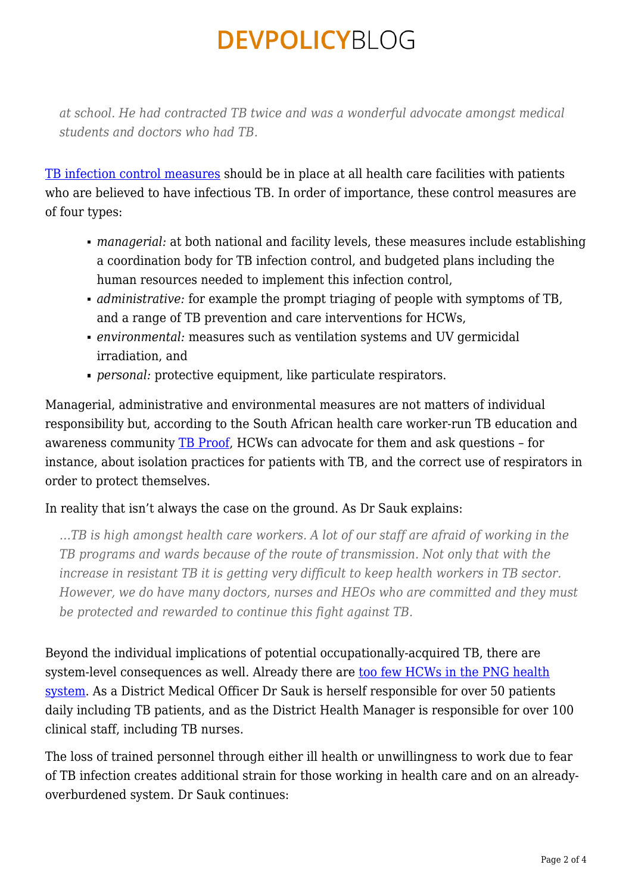*at school. He had contracted TB twice and was a wonderful advocate amongst medical students and doctors who had TB.*

TB infection control measures should be in place at all health care facilities with patients who are believed to have infectious TB. In order of importance, these control measures are of four types:

- *managerial:* at both national and facility levels, these measures include establishing a coordination body for TB infection control, and budgeted plans including the human resources needed to implement this infection control,
- *administrative:* for example the prompt triaging of people with symptoms of TB, and a range of TB prevention and care interventions for HCWs,
- *environmental:* measures such as ventilation systems and UV germicidal irradiation, and
- *personal:* protective equipment, like particulate respirators.

Managerial, administrative and environmental measures are not matters of individual responsibility but, according to the South African health care worker-run TB education and awareness community TB Proof, HCWs can advocate for them and ask questions – for instance, about isolation practices for patients with TB, and the correct use of respirators in order to protect themselves.

In reality that isn't always the case on the ground. As Dr Sauk explains:

*…TB is high amongst health care workers. A lot of our staff are afraid of working in the TB programs and wards because of the route of transmission. Not only that with the increase in resistant TB it is getting very difficult to keep health workers in TB sector. However, we do have many doctors, nurses and HEOs who are committed and they must be protected and rewarded to continue this fight against TB.*

Beyond the individual implications of potential occupationally-acquired TB, there are system-level consequences as well. Already there are too few HCWs in the PNG health system. As a District Medical Officer Dr Sauk is herself responsible for over 50 patients daily including TB patients, and as the District Health Manager is responsible for over 100 clinical staff, including TB nurses.

The loss of trained personnel through either ill health or unwillingness to work due to fear of TB infection creates additional strain for those working in health care and on an already-overburdened system. Dr Sauk continues: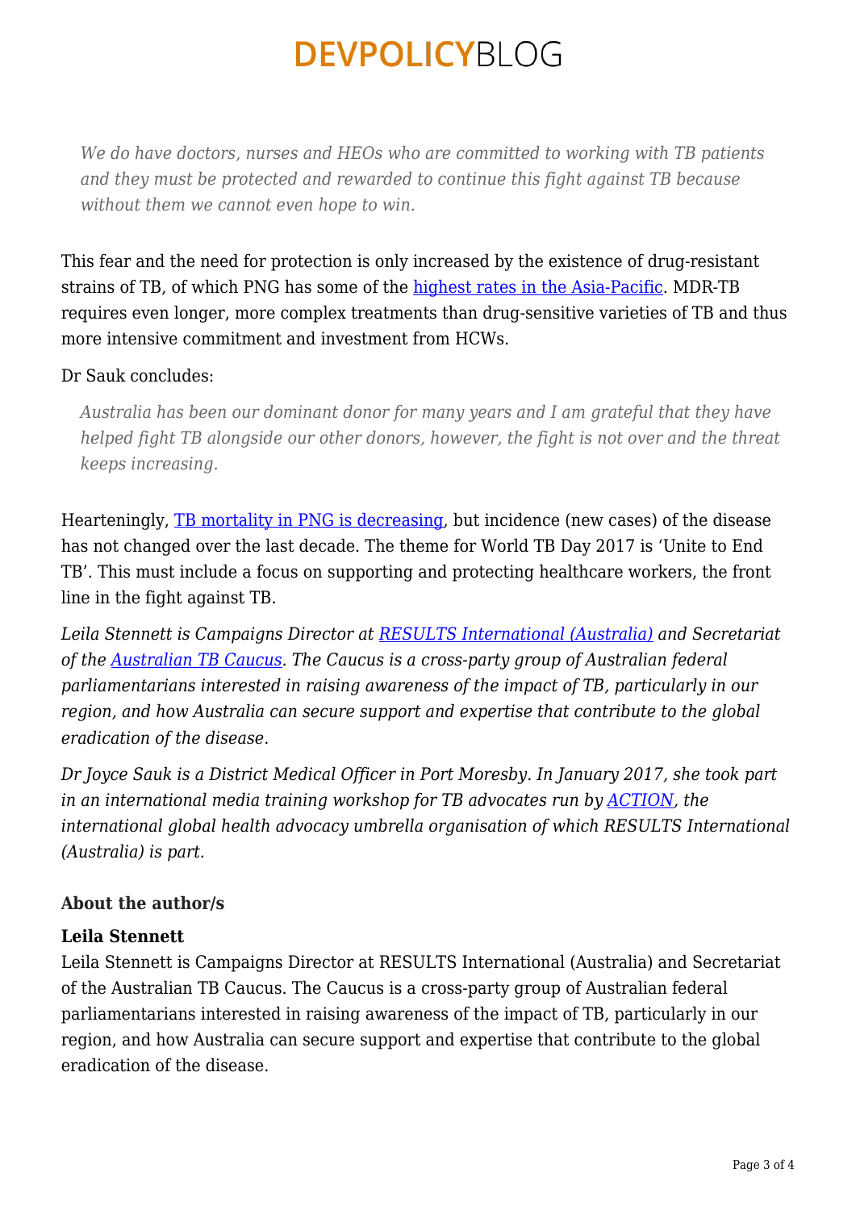> *We do have doctors, nurses and HEOs who are committed to working with TB patients and they must be protected and rewarded to continue this fight against TB because without them we cannot even hope to win.*

This fear and the need for protection is only increased by the existence of drug-resistant strains of TB, of which PNG has some of the [highest rates in the Asia-Pacific](). MDR-TB requires even longer, more complex treatments than drug-sensitive varieties of TB and thus more intensive commitment and investment from HCWs.

Dr Sauk concludes:

> *Australia has been our dominant donor for many years and I am grateful that they have helped fight TB alongside our other donors, however, the fight is not over and the threat keeps increasing.*

Hearteningly, [TB mortality in PNG is decreasing](), but incidence (new cases) of the disease has not changed over the last decade. The theme for World TB Day 2017 is 'Unite to End TB'. This must include a focus on supporting and protecting healthcare workers, the front line in the fight against TB.

*Leila Stennett is Campaigns Director at [RESULTS International (Australia)]() and Secretariat of the [Australian TB Caucus](). The Caucus is a cross-party group of Australian federal parliamentarians interested in raising awareness of the impact of TB, particularly in our region, and how Australia can secure support and expertise that contribute to the global eradication of the disease.*

*Dr Joyce Sauk is a District Medical Officer in Port Moresby. In January 2017, she took part in an international media training workshop for TB advocates run by [ACTION](), the international global health advocacy umbrella organisation of which RESULTS International (Australia) is part.*

### About the author/s

**Leila Stennett**

Leila Stennett is Campaigns Director at RESULTS International (Australia) and Secretariat of the Australian TB Caucus. The Caucus is a cross-party group of Australian federal parliamentarians interested in raising awareness of the impact of TB, particularly in our region, and how Australia can secure support and expertise that contribute to the global eradication of the disease.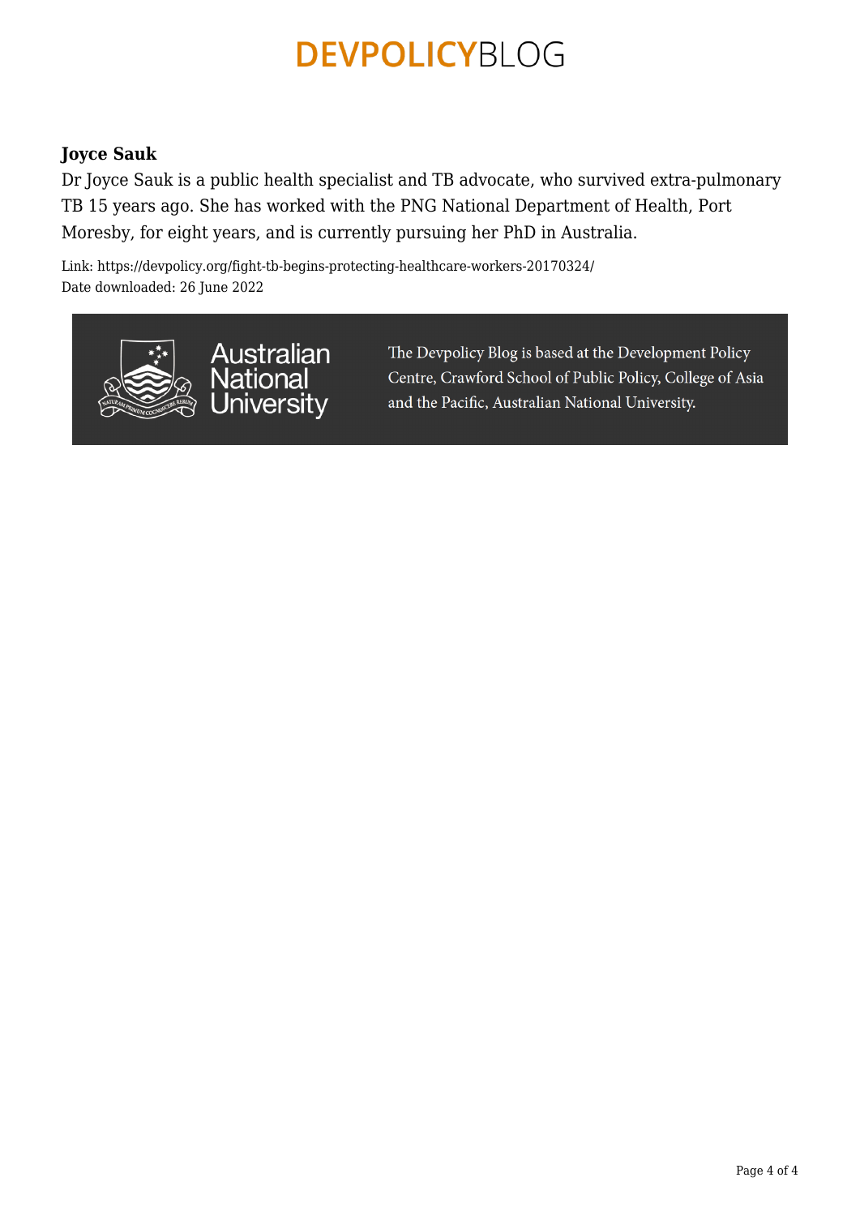**Joyce Sauk**

Dr Joyce Sauk is a public health specialist and TB advocate, who survived extra-pulmonary TB 15 years ago. She has worked with the PNG National Department of Health, Port Moresby, for eight years, and is currently pursuing her PhD in Australia.

Link: https://devpolicy.org/fight-tb-begins-protecting-healthcare-workers-20170324/
Date downloaded: 26 June 2022

Australian National University

The Devpolicy Blog is based at the Development Policy Centre, Crawford School of Public Policy, College of Asia and the Pacific, Australian National University.